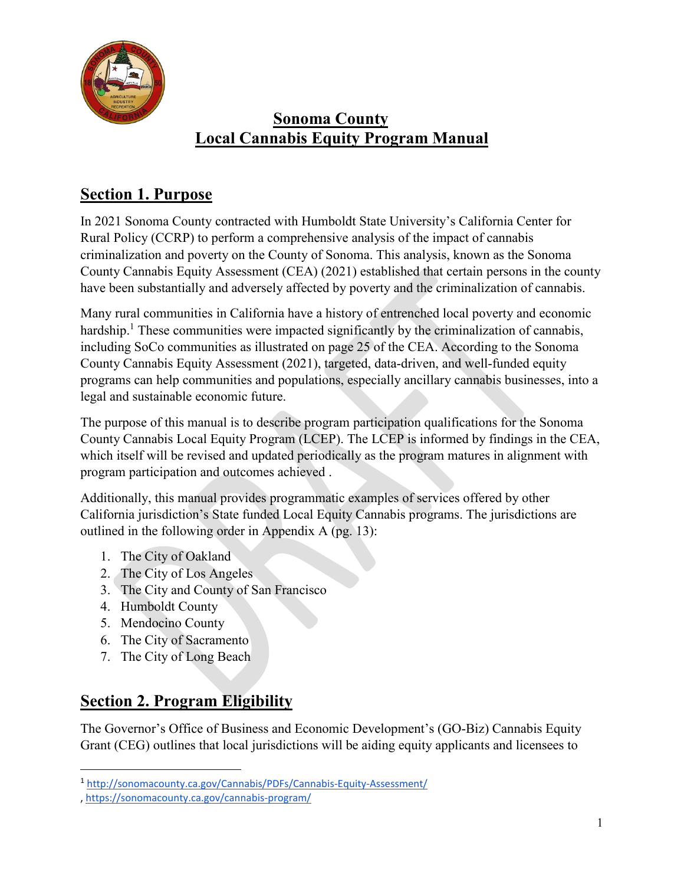# Sonoma County
# Local Cannabis Equity Program Manual

## Section 1. Purpose

In 2021 Sonoma County contracted with Humboldt State University's California Center for Rural Policy (CCRP) to perform a comprehensive analysis of the impact of cannabis criminalization and poverty on the County of Sonoma. This analysis, known as the Sonoma County Cannabis Equity Assessment (CEA) (2021) established that certain persons in the county have been substantially and adversely affected by poverty and the criminalization of cannabis.

Many rural communities in California have a history of entrenched local poverty and economic hardship.[1] These communities were impacted significantly by the criminalization of cannabis, including SoCo communities as illustrated on page 25 of the CEA. According to the Sonoma County Cannabis Equity Assessment (2021), targeted, data-driven, and well-funded equity programs can help communities and populations, especially ancillary cannabis businesses, into a legal and sustainable economic future.

The purpose of this manual is to describe program participation qualifications for the Sonoma County Cannabis Local Equity Program (LCEP). The LCEP is informed by findings in the CEA, which itself will be revised and updated periodically as the program matures in alignment with program participation and outcomes achieved .

Additionally, this manual provides programmatic examples of services offered by other California jurisdiction's State funded Local Equity Cannabis programs. The jurisdictions are outlined in the following order in Appendix A (pg. 13):

1. The City of Oakland
2. The City of Los Angeles
3. The City and County of San Francisco
4. Humboldt County
5. Mendocino County
6. The City of Sacramento
7. The City of Long Beach

## Section 2. Program Eligibility

The Governor's Office of Business and Economic Development's (GO-Biz) Cannabis Equity Grant (CEG) outlines that local jurisdictions will be aiding equity applicants and licensees to

---

[1] http://sonomacounty.ca.gov/Cannabis/PDFs/Cannabis-Equity-Assessment/
, https://sonomacounty.ca.gov/cannabis-program/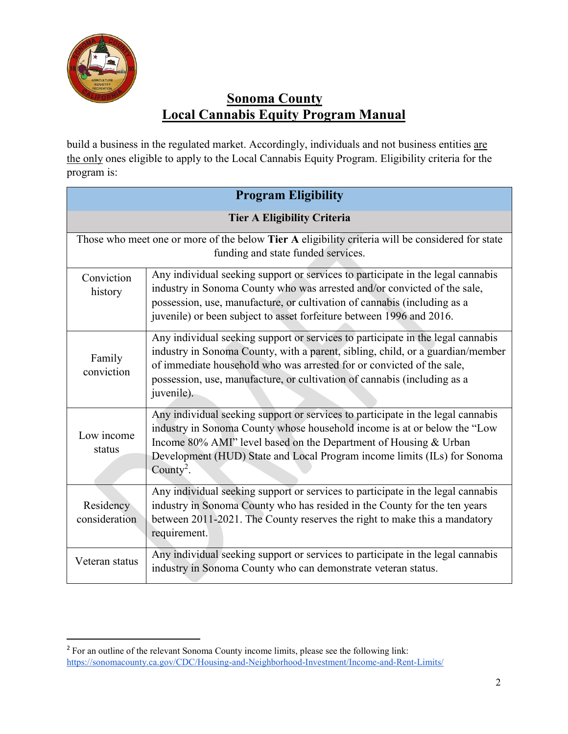build a business in the regulated market. Accordingly, individuals and not business entities are the only ones eligible to apply to the Local Cannabis Equity Program. Eligibility criteria for the program is:

| Program Eligibility | |
|---|---|
| **Tier A Eligibility Criteria** | |
| Those who meet one or more of the below **Tier A** eligibility criteria will be considered for state funding and state funded services. | |
| Conviction history | Any individual seeking support or services to participate in the legal cannabis industry in Sonoma County who was arrested and/or convicted of the sale, possession, use, manufacture, or cultivation of cannabis (including as a juvenile) or been subject to asset forfeiture between 1996 and 2016. |
| Family conviction | Any individual seeking support or services to participate in the legal cannabis industry in Sonoma County, with a parent, sibling, child, or a guardian/member of immediate household who was arrested for or convicted of the sale, possession, use, manufacture, or cultivation of cannabis (including as a juvenile). |
| Low income status | Any individual seeking support or services to participate in the legal cannabis industry in Sonoma County whose household income is at or below the "Low Income 80% AMI" level based on the Department of Housing & Urban Development (HUD) State and Local Program income limits (ILs) for Sonoma County[2]. |
| Residency consideration | Any individual seeking support or services to participate in the legal cannabis industry in Sonoma County who has resided in the County for the ten years between 2011-2021. The County reserves the right to make this a mandatory requirement. |
| Veteran status | Any individual seeking support or services to participate in the legal cannabis industry in Sonoma County who can demonstrate veteran status. |

[2] For an outline of the relevant Sonoma County income limits, please see the following link: https://sonomacounty.ca.gov/CDC/Housing-and-Neighborhood-Investment/Income-and-Rent-Limits/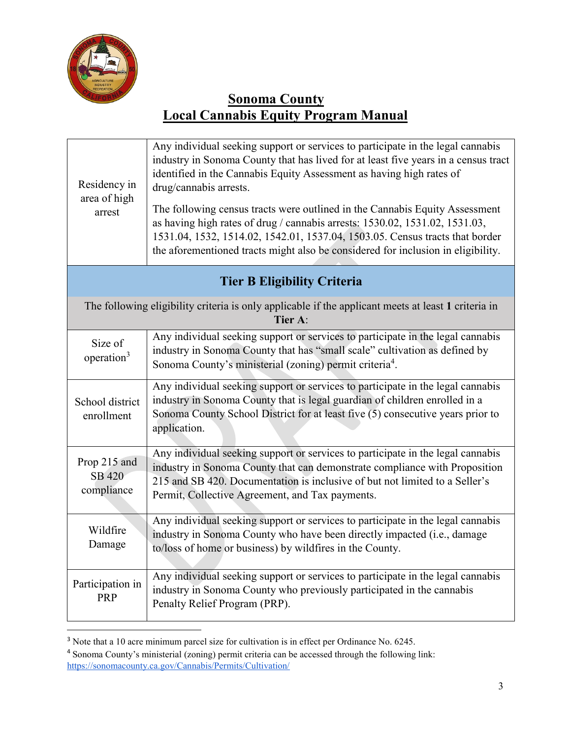# Sonoma County
# Local Cannabis Equity Program Manual

| | |
|---|---|
| Residency in area of high arrest | Any individual seeking support or services to participate in the legal cannabis industry in Sonoma County that has lived for at least five years in a census tract identified in the Cannabis Equity Assessment as having high rates of drug/cannabis arrests.<br><br>The following census tracts were outlined in the Cannabis Equity Assessment as having high rates of drug / cannabis arrests: 1530.02, 1531.02, 1531.03, 1531.04, 1532, 1514.02, 1542.01, 1537.04, 1503.05. Census tracts that border the aforementioned tracts might also be considered for inclusion in eligibility. |
| **Tier B Eligibility Criteria** | |
| The following eligibility criteria is only applicable if the applicant meets at least **1** criteria in **Tier A**: | |
| Size of operation[3] | Any individual seeking support or services to participate in the legal cannabis industry in Sonoma County that has "small scale" cultivation as defined by Sonoma County's ministerial (zoning) permit criteria[4]. |
| School district enrollment | Any individual seeking support or services to participate in the legal cannabis industry in Sonoma County that is legal guardian of children enrolled in a Sonoma County School District for at least five (5) consecutive years prior to application. |
| Prop 215 and SB 420 compliance | Any individual seeking support or services to participate in the legal cannabis industry in Sonoma County that can demonstrate compliance with Proposition 215 and SB 420. Documentation is inclusive of but not limited to a Seller's Permit, Collective Agreement, and Tax payments. |
| Wildfire Damage | Any individual seeking support or services to participate in the legal cannabis industry in Sonoma County who have been directly impacted (i.e., damage to/loss of home or business) by wildfires in the County. |
| Participation in PRP | Any individual seeking support or services to participate in the legal cannabis industry in Sonoma County who previously participated in the cannabis Penalty Relief Program (PRP). |

[3] Note that a 10 acre minimum parcel size for cultivation is in effect per Ordinance No. 6245.

[4] Sonoma County's ministerial (zoning) permit criteria can be accessed through the following link: https://sonomacounty.ca.gov/Cannabis/Permits/Cultivation/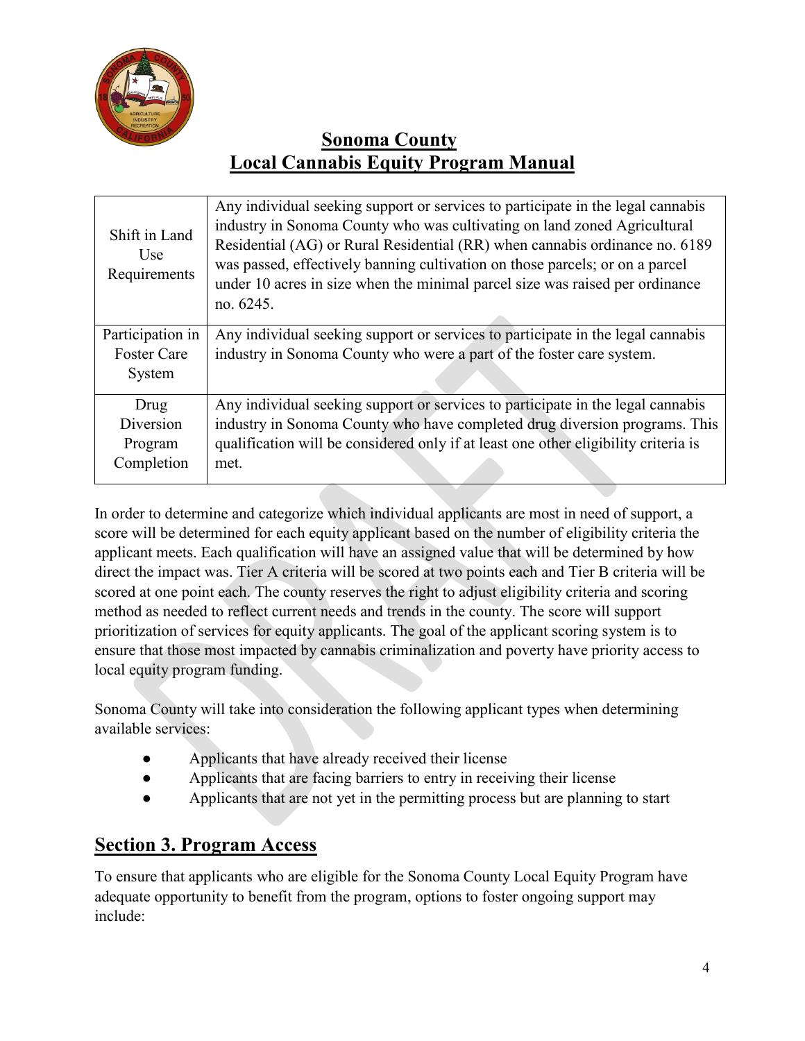# Sonoma County
## Local Cannabis Equity Program Manual

| | |
|---|---|
| Shift in Land Use Requirements | Any individual seeking support or services to participate in the legal cannabis industry in Sonoma County who was cultivating on land zoned Agricultural Residential (AG) or Rural Residential (RR) when cannabis ordinance no. 6189 was passed, effectively banning cultivation on those parcels; or on a parcel under 10 acres in size when the minimal parcel size was raised per ordinance no. 6245. |
| Participation in Foster Care System | Any individual seeking support or services to participate in the legal cannabis industry in Sonoma County who were a part of the foster care system. |
| Drug Diversion Program Completion | Any individual seeking support or services to participate in the legal cannabis industry in Sonoma County who have completed drug diversion programs. This qualification will be considered only if at least one other eligibility criteria is met. |

In order to determine and categorize which individual applicants are most in need of support, a score will be determined for each equity applicant based on the number of eligibility criteria the applicant meets. Each qualification will have an assigned value that will be determined by how direct the impact was. Tier A criteria will be scored at two points each and Tier B criteria will be scored at one point each. The county reserves the right to adjust eligibility criteria and scoring method as needed to reflect current needs and trends in the county. The score will support prioritization of services for equity applicants. The goal of the applicant scoring system is to ensure that those most impacted by cannabis criminalization and poverty have priority access to local equity program funding.

Sonoma County will take into consideration the following applicant types when determining available services:

- Applicants that have already received their license
- Applicants that are facing barriers to entry in receiving their license
- Applicants that are not yet in the permitting process but are planning to start

## Section 3. Program Access

To ensure that applicants who are eligible for the Sonoma County Local Equity Program have adequate opportunity to benefit from the program, options to foster ongoing support may include: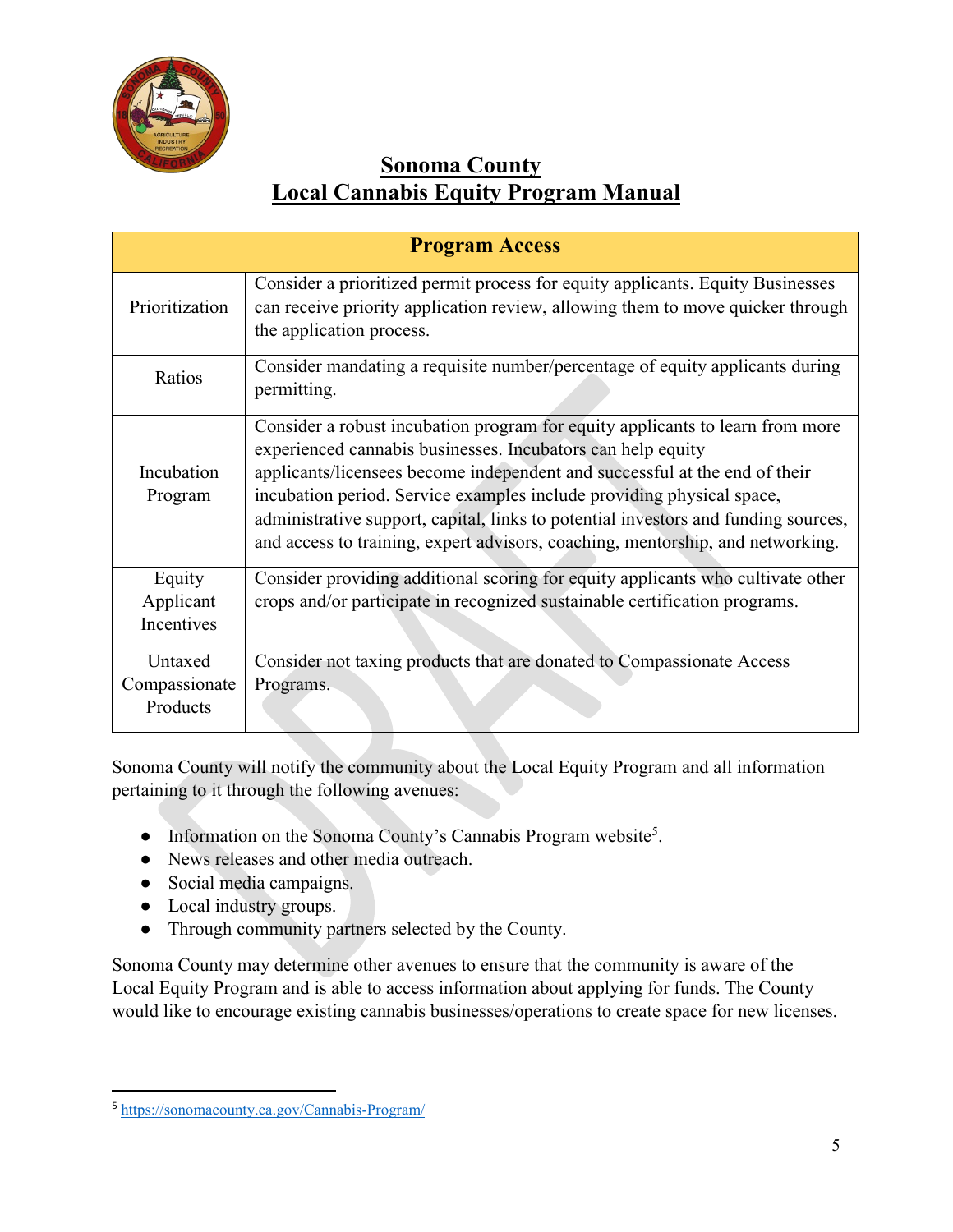# Sonoma County
# Local Cannabis Equity Program Manual

| Program Access | |
|---|---|
| Prioritization | Consider a prioritized permit process for equity applicants. Equity Businesses can receive priority application review, allowing them to move quicker through the application process. |
| Ratios | Consider mandating a requisite number/percentage of equity applicants during permitting. |
| Incubation Program | Consider a robust incubation program for equity applicants to learn from more experienced cannabis businesses. Incubators can help equity applicants/licensees become independent and successful at the end of their incubation period. Service examples include providing physical space, administrative support, capital, links to potential investors and funding sources, and access to training, expert advisors, coaching, mentorship, and networking. |
| Equity Applicant Incentives | Consider providing additional scoring for equity applicants who cultivate other crops and/or participate in recognized sustainable certification programs. |
| Untaxed Compassionate Products | Consider not taxing products that are donated to Compassionate Access Programs. |

Sonoma County will notify the community about the Local Equity Program and all information pertaining to it through the following avenues:

- Information on the Sonoma County's Cannabis Program website[5].
- News releases and other media outreach.
- Social media campaigns.
- Local industry groups.
- Through community partners selected by the County.

Sonoma County may determine other avenues to ensure that the community is aware of the Local Equity Program and is able to access information about applying for funds. The County would like to encourage existing cannabis businesses/operations to create space for new licenses.

[5] https://sonomacounty.ca.gov/Cannabis-Program/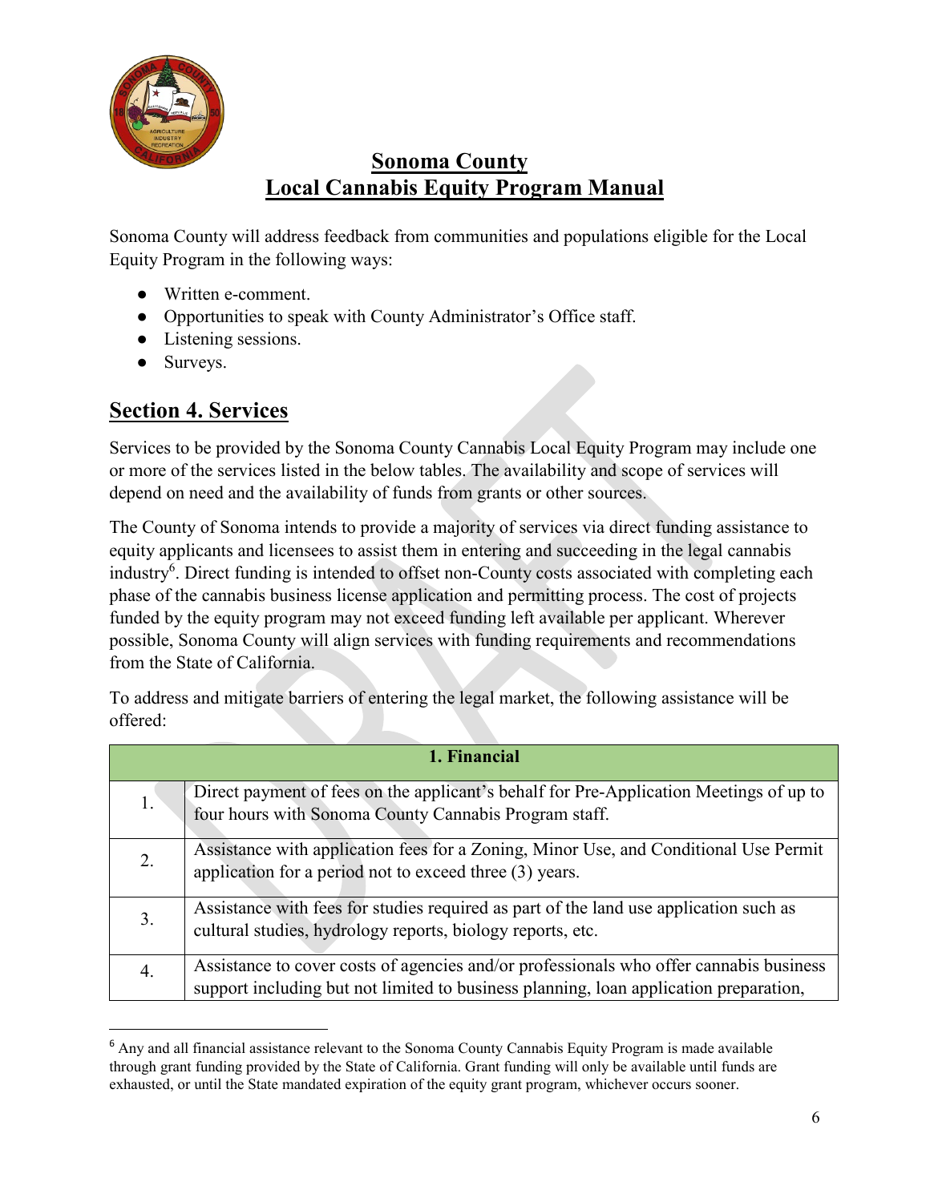Sonoma County will address feedback from communities and populations eligible for the Local Equity Program in the following ways:

- Written e-comment.
- Opportunities to speak with County Administrator's Office staff.
- Listening sessions.
- Surveys.

## Section 4. Services

Services to be provided by the Sonoma County Cannabis Local Equity Program may include one or more of the services listed in the below tables. The availability and scope of services will depend on need and the availability of funds from grants or other sources.

The County of Sonoma intends to provide a majority of services via direct funding assistance to equity applicants and licensees to assist them in entering and succeeding in the legal cannabis industry[6]. Direct funding is intended to offset non-County costs associated with completing each phase of the cannabis business license application and permitting process. The cost of projects funded by the equity program may not exceed funding left available per applicant. Wherever possible, Sonoma County will align services with funding requirements and recommendations from the State of California.

To address and mitigate barriers of entering the legal market, the following assistance will be offered:

| 1. Financial | |
|---|---|
| 1. | Direct payment of fees on the applicant's behalf for Pre-Application Meetings of up to four hours with Sonoma County Cannabis Program staff. |
| 2. | Assistance with application fees for a Zoning, Minor Use, and Conditional Use Permit application for a period not to exceed three (3) years. |
| 3. | Assistance with fees for studies required as part of the land use application such as cultural studies, hydrology reports, biology reports, etc. |
| 4. | Assistance to cover costs of agencies and/or professionals who offer cannabis business support including but not limited to business planning, loan application preparation, |

[6] Any and all financial assistance relevant to the Sonoma County Cannabis Equity Program is made available through grant funding provided by the State of California. Grant funding will only be available until funds are exhausted, or until the State mandated expiration of the equity grant program, whichever occurs sooner.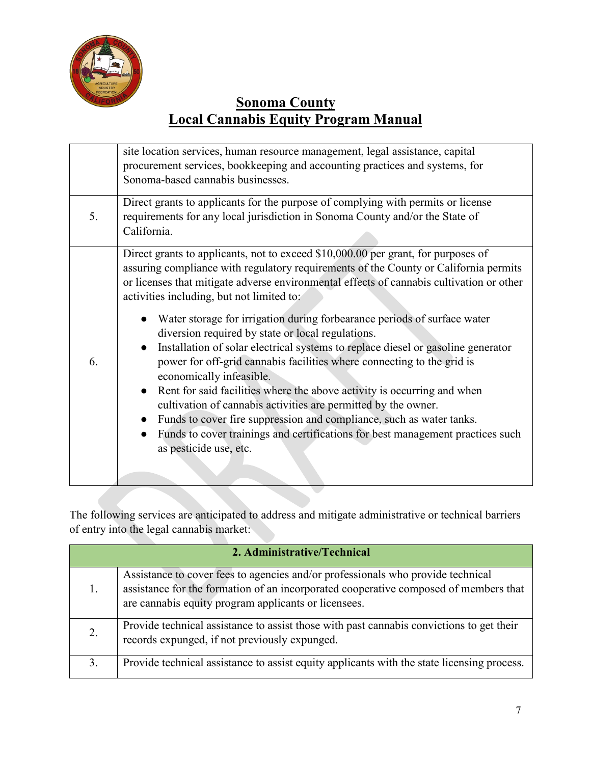| | |
|---|---|
| | site location services, human resource management, legal assistance, capital procurement services, bookkeeping and accounting practices and systems, for Sonoma-based cannabis businesses. |
| 5. | Direct grants to applicants for the purpose of complying with permits or license requirements for any local jurisdiction in Sonoma County and/or the State of California. |
| 6. | Direct grants to applicants, not to exceed $10,000.00 per grant, for purposes of assuring compliance with regulatory requirements of the County or California permits or licenses that mitigate adverse environmental effects of cannabis cultivation or other activities including, but not limited to: <br>• Water storage for irrigation during forbearance periods of surface water diversion required by state or local regulations. <br>• Installation of solar electrical systems to replace diesel or gasoline generator power for off-grid cannabis facilities where connecting to the grid is economically infeasible. <br>• Rent for said facilities where the above activity is occurring and when cultivation of cannabis activities are permitted by the owner. <br>• Funds to cover fire suppression and compliance, such as water tanks. <br>• Funds to cover trainings and certifications for best management practices such as pesticide use, etc. |

The following services are anticipated to address and mitigate administrative or technical barriers of entry into the legal cannabis market:

| **2. Administrative/Technical** | |
|---|---|
| 1. | Assistance to cover fees to agencies and/or professionals who provide technical assistance for the formation of an incorporated cooperative composed of members that are cannabis equity program applicants or licensees. |
| 2. | Provide technical assistance to assist those with past cannabis convictions to get their records expunged, if not previously expunged. |
| 3. | Provide technical assistance to assist equity applicants with the state licensing process. |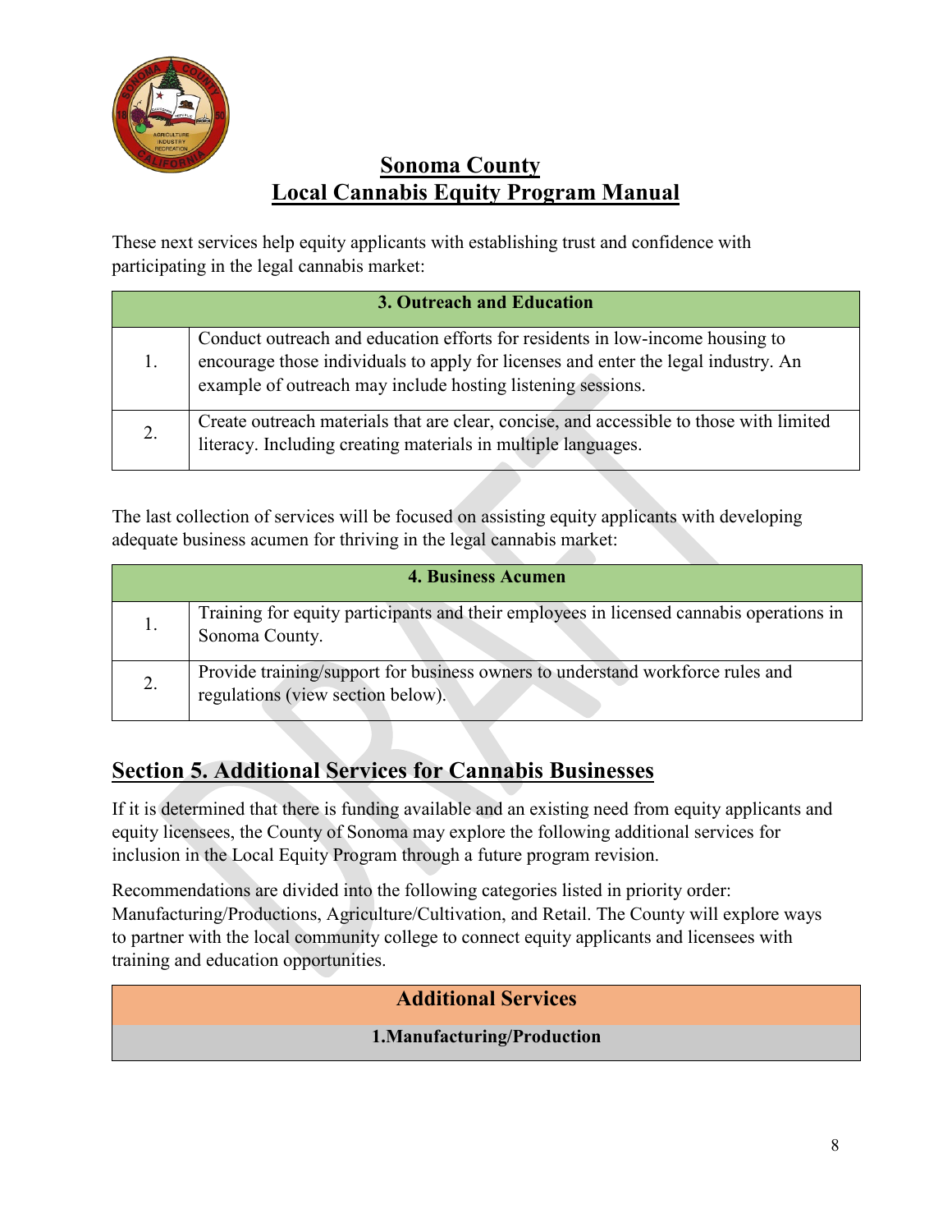These next services help equity applicants with establishing trust and confidence with participating in the legal cannabis market:

| 3. Outreach and Education | |
|---|---|
| 1. | Conduct outreach and education efforts for residents in low-income housing to encourage those individuals to apply for licenses and enter the legal industry. An example of outreach may include hosting listening sessions. |
| 2. | Create outreach materials that are clear, concise, and accessible to those with limited literacy. Including creating materials in multiple languages. |

The last collection of services will be focused on assisting equity applicants with developing adequate business acumen for thriving in the legal cannabis market:

| 4. Business Acumen | |
|---|---|
| 1. | Training for equity participants and their employees in licensed cannabis operations in Sonoma County. |
| 2. | Provide training/support for business owners to understand workforce rules and regulations (view section below). |

## Section 5. Additional Services for Cannabis Businesses

If it is determined that there is funding available and an existing need from equity applicants and equity licensees, the County of Sonoma may explore the following additional services for inclusion in the Local Equity Program through a future program revision.

Recommendations are divided into the following categories listed in priority order: Manufacturing/Productions, Agriculture/Cultivation, and Retail. The County will explore ways to partner with the local community college to connect equity applicants and licensees with training and education opportunities.

| Additional Services |
|---|
| 1.Manufacturing/Production |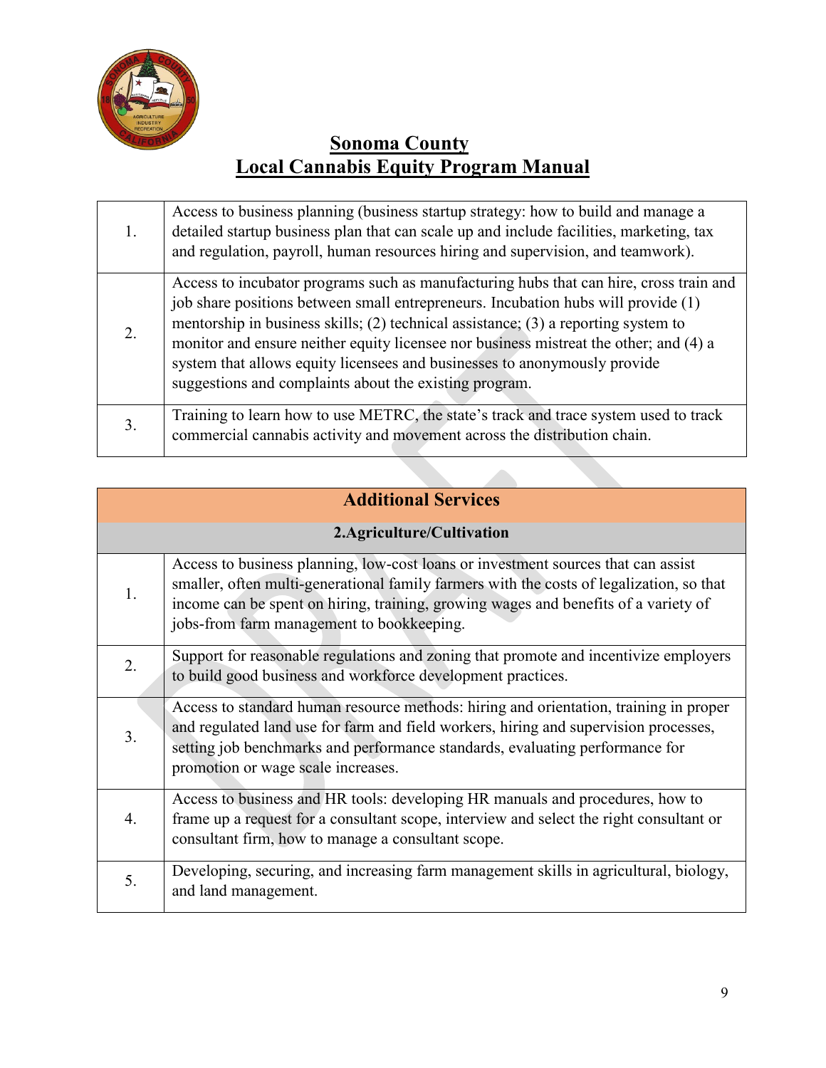# Sonoma County
# Local Cannabis Equity Program Manual

| | |
|---|---|
| 1. | Access to business planning (business startup strategy: how to build and manage a detailed startup business plan that can scale up and include facilities, marketing, tax and regulation, payroll, human resources hiring and supervision, and teamwork). |
| 2. | Access to incubator programs such as manufacturing hubs that can hire, cross train and job share positions between small entrepreneurs. Incubation hubs will provide (1) mentorship in business skills; (2) technical assistance; (3) a reporting system to monitor and ensure neither equity licensee nor business mistreat the other; and (4) a system that allows equity licensees and businesses to anonymously provide suggestions and complaints about the existing program. |
| 3. | Training to learn how to use METRC, the state's track and trace system used to track commercial cannabis activity and movement across the distribution chain. |

| **Additional Services** | |
|---|---|
| **2.Agriculture/Cultivation** | |
| 1. | Access to business planning, low-cost loans or investment sources that can assist smaller, often multi-generational family farmers with the costs of legalization, so that income can be spent on hiring, training, growing wages and benefits of a variety of jobs-from farm management to bookkeeping. |
| 2. | Support for reasonable regulations and zoning that promote and incentivize employers to build good business and workforce development practices. |
| 3. | Access to standard human resource methods: hiring and orientation, training in proper and regulated land use for farm and field workers, hiring and supervision processes, setting job benchmarks and performance standards, evaluating performance for promotion or wage scale increases. |
| 4. | Access to business and HR tools: developing HR manuals and procedures, how to frame up a request for a consultant scope, interview and select the right consultant or consultant firm, how to manage a consultant scope. |
| 5. | Developing, securing, and increasing farm management skills in agricultural, biology, and land management. |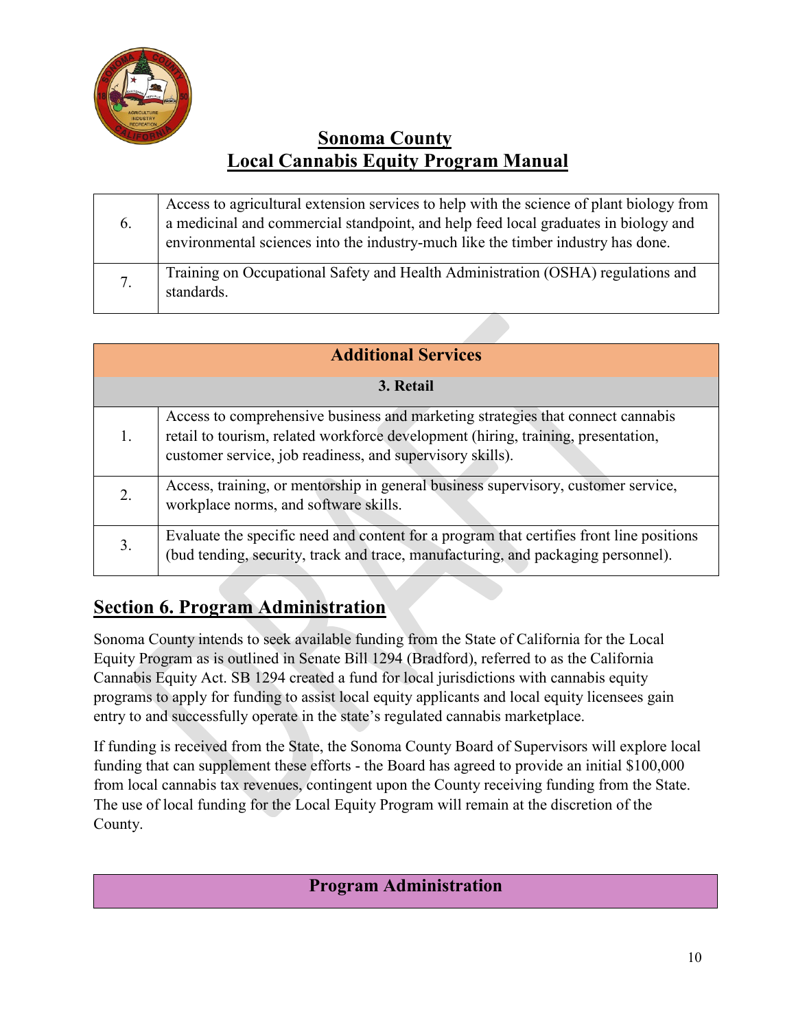| | |
|---|---|
| 6. | Access to agricultural extension services to help with the science of plant biology from a medicinal and commercial standpoint, and help feed local graduates in biology and environmental sciences into the industry-much like the timber industry has done. |
| 7. | Training on Occupational Safety and Health Administration (OSHA) regulations and standards. |

| **Additional Services** | |
|---|---|
| **3. Retail** | |
| 1. | Access to comprehensive business and marketing strategies that connect cannabis retail to tourism, related workforce development (hiring, training, presentation, customer service, job readiness, and supervisory skills). |
| 2. | Access, training, or mentorship in general business supervisory, customer service, workplace norms, and software skills. |
| 3. | Evaluate the specific need and content for a program that certifies front line positions (bud tending, security, track and trace, manufacturing, and packaging personnel). |

## Section 6. Program Administration

Sonoma County intends to seek available funding from the State of California for the Local Equity Program as is outlined in Senate Bill 1294 (Bradford), referred to as the California Cannabis Equity Act. SB 1294 created a fund for local jurisdictions with cannabis equity programs to apply for funding to assist local equity applicants and local equity licensees gain entry to and successfully operate in the state's regulated cannabis marketplace.

If funding is received from the State, the Sonoma County Board of Supervisors will explore local funding that can supplement these efforts - the Board has agreed to provide an initial $100,000 from local cannabis tax revenues, contingent upon the County receiving funding from the State. The use of local funding for the Local Equity Program will remain at the discretion of the County.

| **Program Administration** |
|---|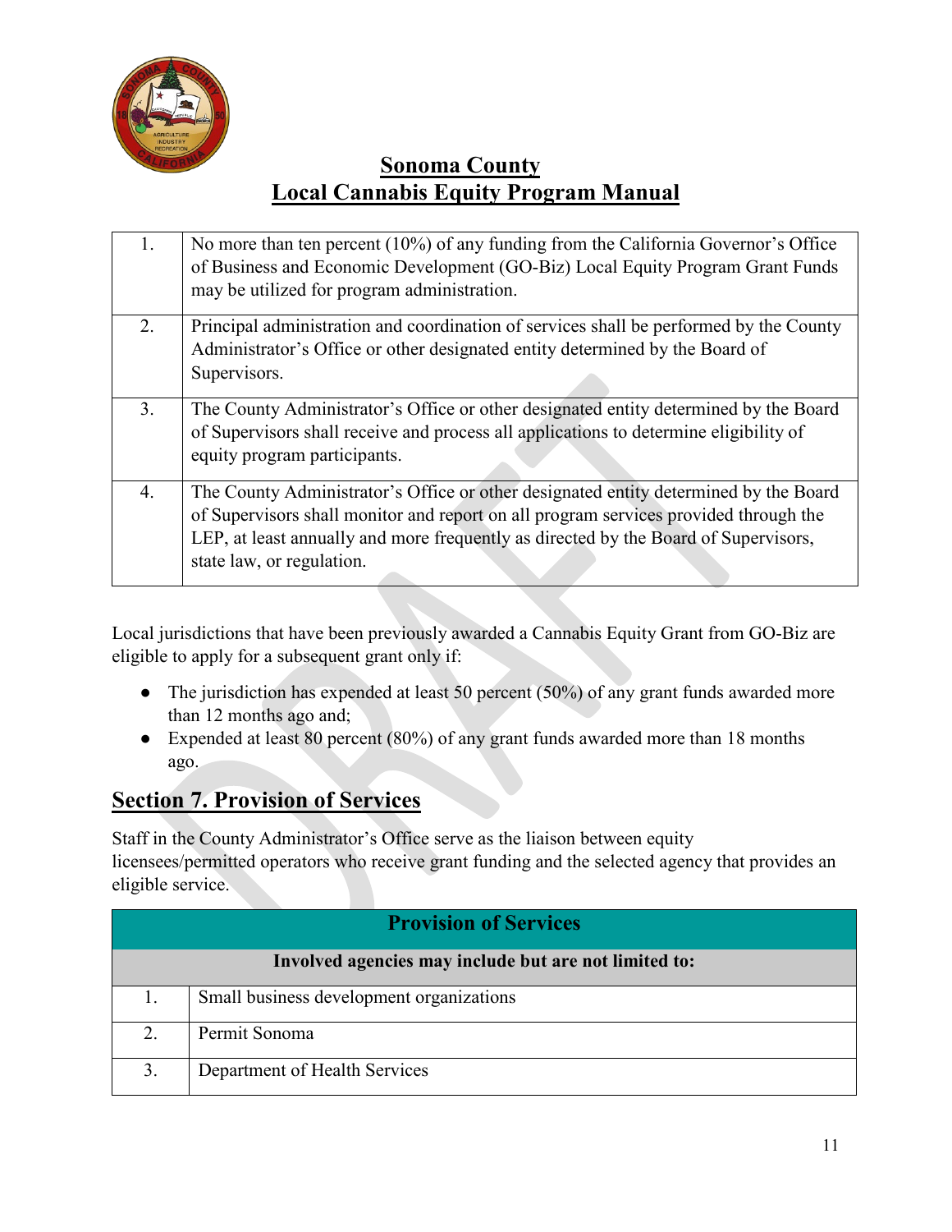| | |
|---|---|
| 1. | No more than ten percent (10%) of any funding from the California Governor's Office of Business and Economic Development (GO-Biz) Local Equity Program Grant Funds may be utilized for program administration. |
| 2. | Principal administration and coordination of services shall be performed by the County Administrator's Office or other designated entity determined by the Board of Supervisors. |
| 3. | The County Administrator's Office or other designated entity determined by the Board of Supervisors shall receive and process all applications to determine eligibility of equity program participants. |
| 4. | The County Administrator's Office or other designated entity determined by the Board of Supervisors shall monitor and report on all program services provided through the LEP, at least annually and more frequently as directed by the Board of Supervisors, state law, or regulation. |

Local jurisdictions that have been previously awarded a Cannabis Equity Grant from GO-Biz are eligible to apply for a subsequent grant only if:

- The jurisdiction has expended at least 50 percent (50%) of any grant funds awarded more than 12 months ago and;
- Expended at least 80 percent (80%) of any grant funds awarded more than 18 months ago.

## Section 7. Provision of Services

Staff in the County Administrator's Office serve as the liaison between equity licensees/permitted operators who receive grant funding and the selected agency that provides an eligible service.

| Provision of Services | |
|---|---|
| **Involved agencies may include but are not limited to:** | |
| 1. | Small business development organizations |
| 2. | Permit Sonoma |
| 3. | Department of Health Services |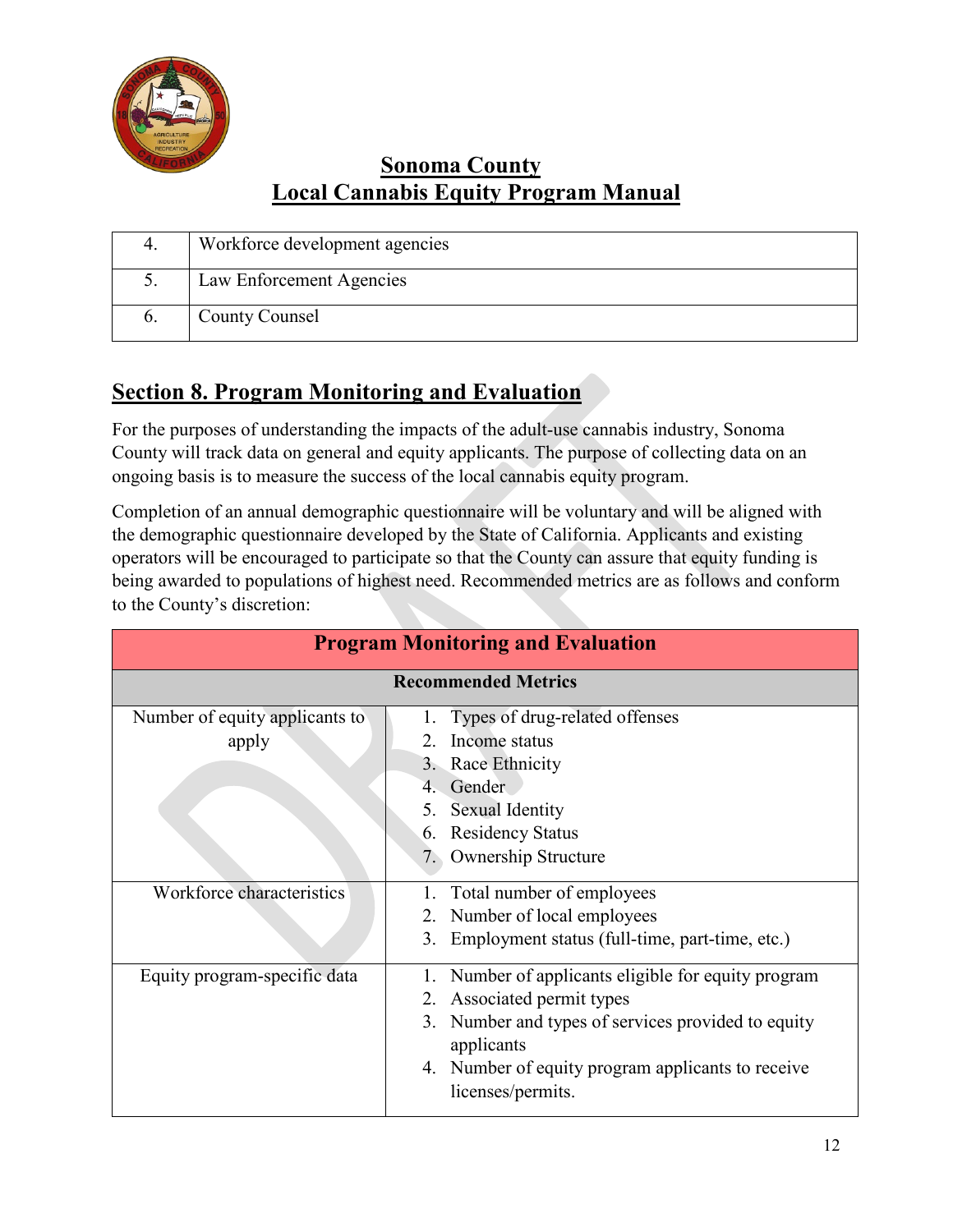| 4. | Workforce development agencies |
|---|---|
| 5. | Law Enforcement Agencies |
| 6. | County Counsel |

## Section 8. Program Monitoring and Evaluation

For the purposes of understanding the impacts of the adult-use cannabis industry, Sonoma County will track data on general and equity applicants. The purpose of collecting data on an ongoing basis is to measure the success of the local cannabis equity program.

Completion of an annual demographic questionnaire will be voluntary and will be aligned with the demographic questionnaire developed by the State of California. Applicants and existing operators will be encouraged to participate so that the County can assure that equity funding is being awarded to populations of highest need. Recommended metrics are as follows and conform to the County's discretion:

| **Program Monitoring and Evaluation** | |
|---|---|
| **Recommended Metrics** | |
| Number of equity applicants to apply | 1. Types of drug-related offenses<br>2. Income status<br>3. Race Ethnicity<br>4. Gender<br>5. Sexual Identity<br>6. Residency Status<br>7. Ownership Structure |
| Workforce characteristics | 1. Total number of employees<br>2. Number of local employees<br>3. Employment status (full-time, part-time, etc.) |
| Equity program-specific data | 1. Number of applicants eligible for equity program<br>2. Associated permit types<br>3. Number and types of services provided to equity applicants<br>4. Number of equity program applicants to receive licenses/permits. |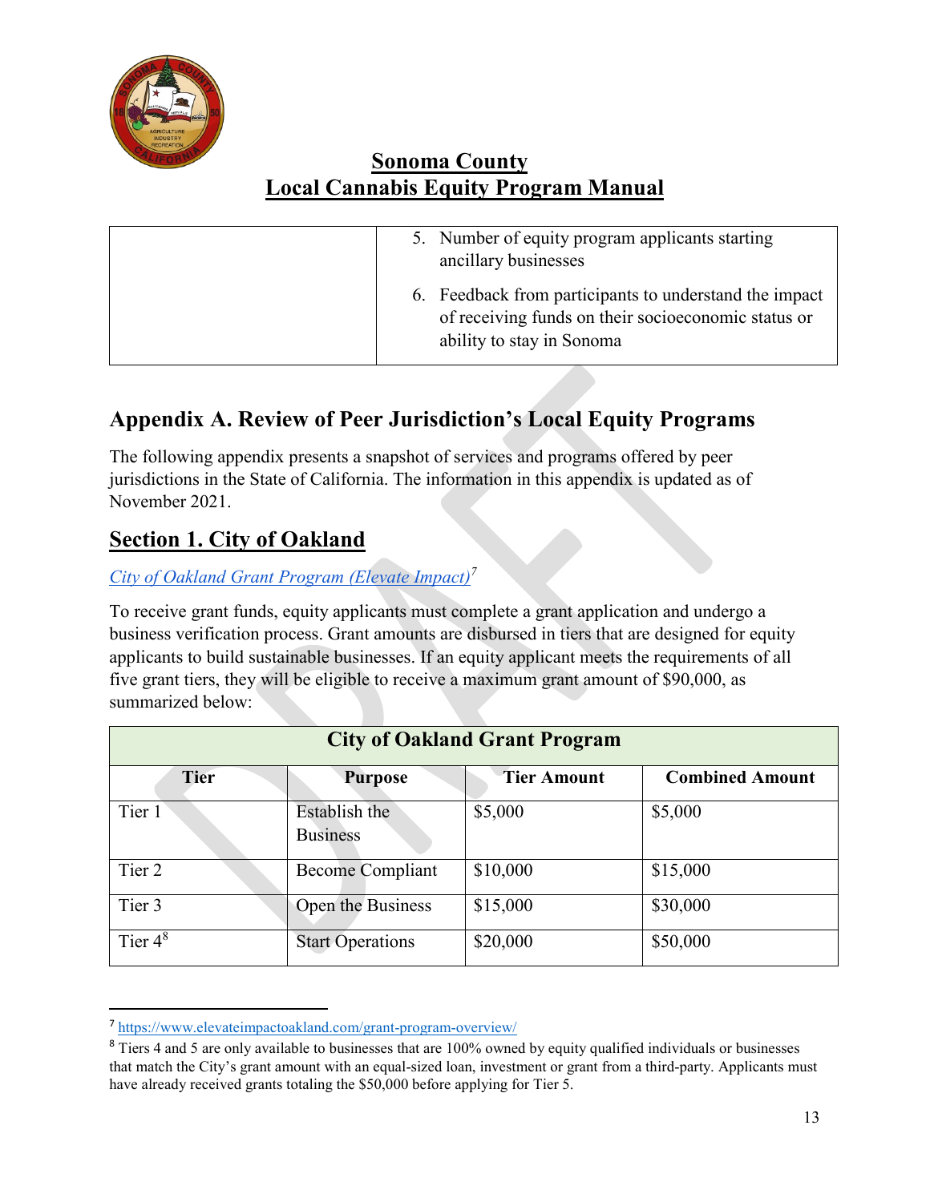| | 5. Number of equity program applicants starting ancillary businesses<br>6. Feedback from participants to understand the impact of receiving funds on their socioeconomic status or ability to stay in Sonoma |
|---|---|

## Appendix A. Review of Peer Jurisdiction's Local Equity Programs

The following appendix presents a snapshot of services and programs offered by peer jurisdictions in the State of California. The information in this appendix is updated as of November 2021.

## Section 1. City of Oakland

*City of Oakland Grant Program (Elevate Impact)*[7]

To receive grant funds, equity applicants must complete a grant application and undergo a business verification process. Grant amounts are disbursed in tiers that are designed for equity applicants to build sustainable businesses. If an equity applicant meets the requirements of all five grant tiers, they will be eligible to receive a maximum grant amount of $90,000, as summarized below:

| City of Oakland Grant Program | | | |
|---|---|---|---|
| **Tier** | **Purpose** | **Tier Amount** | **Combined Amount** |
| Tier 1 | Establish the Business | $5,000 | $5,000 |
| Tier 2 | Become Compliant | $10,000 | $15,000 |
| Tier 3 | Open the Business | $15,000 | $30,000 |
| Tier 4[8] | Start Operations | $20,000 | $50,000 |

[7] https://www.elevateimpactoakland.com/grant-program-overview/

[8] Tiers 4 and 5 are only available to businesses that are 100% owned by equity qualified individuals or businesses that match the City's grant amount with an equal-sized loan, investment or grant from a third-party. Applicants must have already received grants totaling the $50,000 before applying for Tier 5.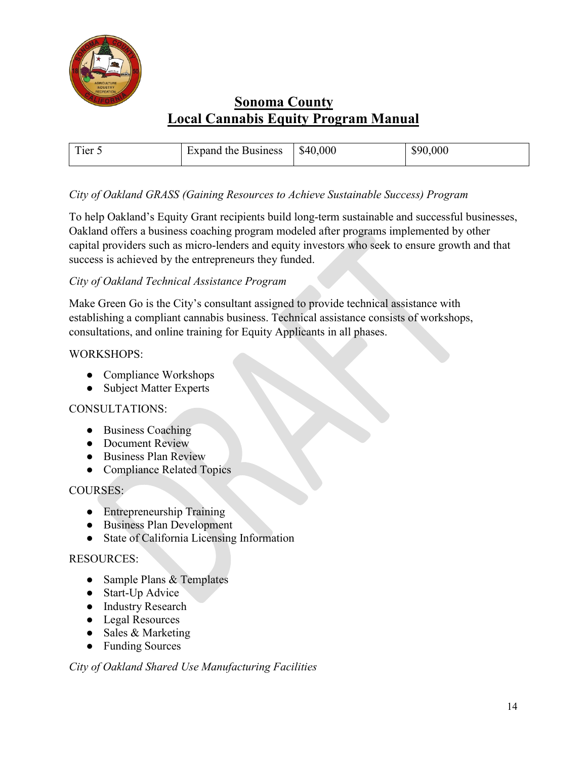| Tier 5 | Expand the Business | $40,000 | $90,000 |
|---|---|---|---|

*City of Oakland GRASS (Gaining Resources to Achieve Sustainable Success) Program*

To help Oakland's Equity Grant recipients build long-term sustainable and successful businesses, Oakland offers a business coaching program modeled after programs implemented by other capital providers such as micro-lenders and equity investors who seek to ensure growth and that success is achieved by the entrepreneurs they funded.

*City of Oakland Technical Assistance Program*

Make Green Go is the City's consultant assigned to provide technical assistance with establishing a compliant cannabis business. Technical assistance consists of workshops, consultations, and online training for Equity Applicants in all phases.

WORKSHOPS:

- Compliance Workshops
- Subject Matter Experts

CONSULTATIONS:

- Business Coaching
- Document Review
- Business Plan Review
- Compliance Related Topics

COURSES:

- Entrepreneurship Training
- Business Plan Development
- State of California Licensing Information

RESOURCES:

- Sample Plans & Templates
- Start-Up Advice
- Industry Research
- Legal Resources
- Sales & Marketing
- Funding Sources

*City of Oakland Shared Use Manufacturing Facilities*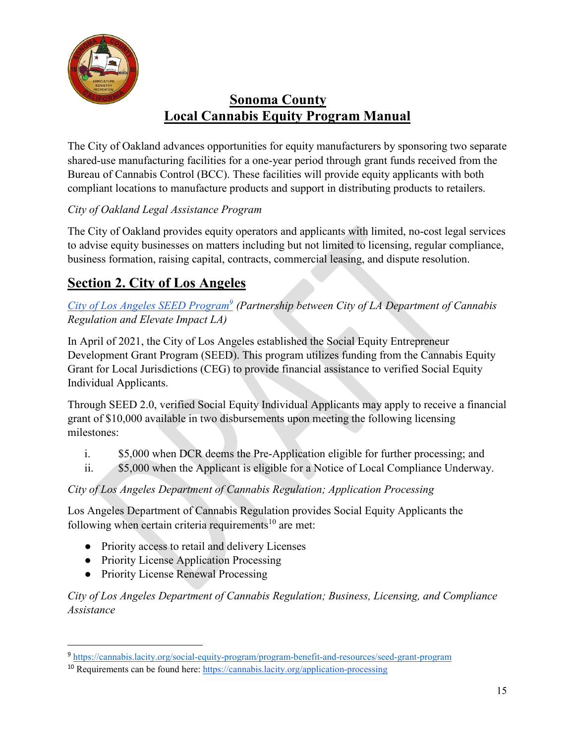The City of Oakland advances opportunities for equity manufacturers by sponsoring two separate shared-use manufacturing facilities for a one-year period through grant funds received from the Bureau of Cannabis Control (BCC). These facilities will provide equity applicants with both compliant locations to manufacture products and support in distributing products to retailers.

*City of Oakland Legal Assistance Program*

The City of Oakland provides equity operators and applicants with limited, no-cost legal services to advise equity businesses on matters including but not limited to licensing, regular compliance, business formation, raising capital, contracts, commercial leasing, and dispute resolution.

## Section 2. City of Los Angeles

*City of Los Angeles SEED Program*[9] *(Partnership between City of LA Department of Cannabis Regulation and Elevate Impact LA)*

In April of 2021, the City of Los Angeles established the Social Equity Entrepreneur Development Grant Program (SEED). This program utilizes funding from the Cannabis Equity Grant for Local Jurisdictions (CEG) to provide financial assistance to verified Social Equity Individual Applicants.

Through SEED 2.0, verified Social Equity Individual Applicants may apply to receive a financial grant of $10,000 available in two disbursements upon meeting the following licensing milestones:

i. $5,000 when DCR deems the Pre-Application eligible for further processing; and
ii. $5,000 when the Applicant is eligible for a Notice of Local Compliance Underway.

*City of Los Angeles Department of Cannabis Regulation; Application Processing*

Los Angeles Department of Cannabis Regulation provides Social Equity Applicants the following when certain criteria requirements[10] are met:

- Priority access to retail and delivery Licenses
- Priority License Application Processing
- Priority License Renewal Processing

*City of Los Angeles Department of Cannabis Regulation; Business, Licensing, and Compliance Assistance*

---

[9] https://cannabis.lacity.org/social-equity-program/program-benefit-and-resources/seed-grant-program

[10] Requirements can be found here: https://cannabis.lacity.org/application-processing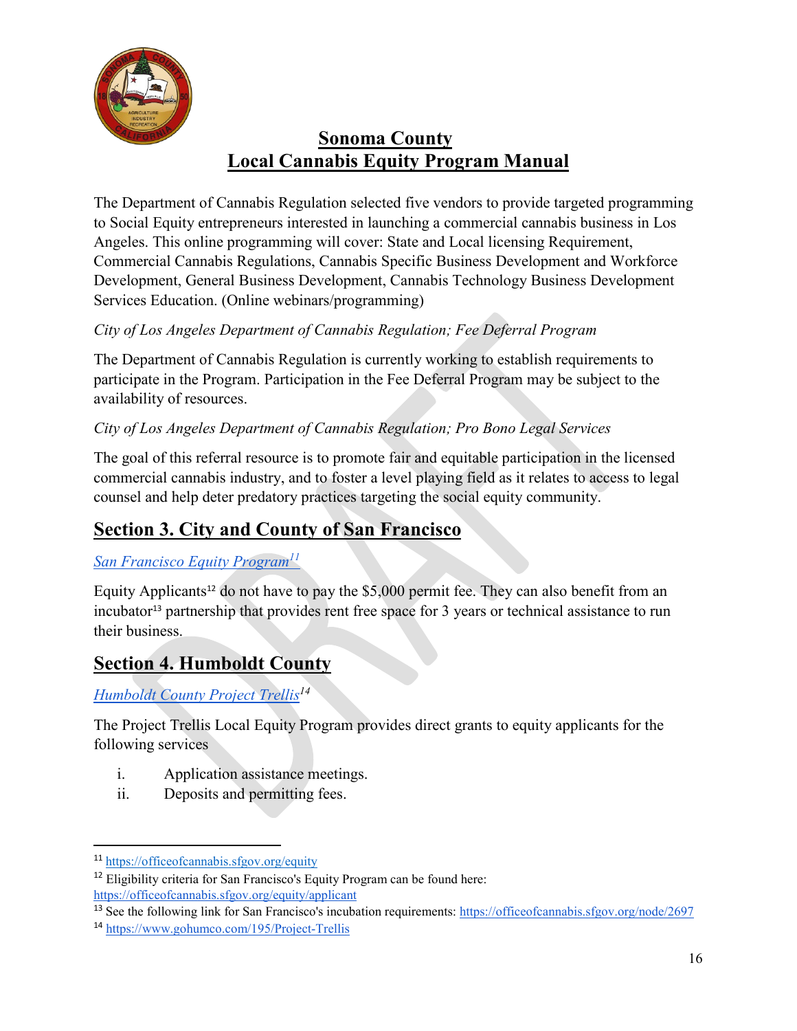The Department of Cannabis Regulation selected five vendors to provide targeted programming to Social Equity entrepreneurs interested in launching a commercial cannabis business in Los Angeles. This online programming will cover: State and Local licensing Requirement, Commercial Cannabis Regulations, Cannabis Specific Business Development and Workforce Development, General Business Development, Cannabis Technology Business Development Services Education. (Online webinars/programming)

*City of Los Angeles Department of Cannabis Regulation; Fee Deferral Program*

The Department of Cannabis Regulation is currently working to establish requirements to participate in the Program. Participation in the Fee Deferral Program may be subject to the availability of resources.

*City of Los Angeles Department of Cannabis Regulation; Pro Bono Legal Services*

The goal of this referral resource is to promote fair and equitable participation in the licensed commercial cannabis industry, and to foster a level playing field as it relates to access to legal counsel and help deter predatory practices targeting the social equity community.

## Section 3. City and County of San Francisco

*San Francisco Equity Program*[11]

Equity Applicants[12] do not have to pay the $5,000 permit fee. They can also benefit from an incubator[13] partnership that provides rent free space for 3 years or technical assistance to run their business.

## Section 4. Humboldt County

*Humboldt County Project Trellis*[14]

The Project Trellis Local Equity Program provides direct grants to equity applicants for the following services

i. Application assistance meetings.
ii. Deposits and permitting fees.

---

[11] https://officeofcannabis.sfgov.org/equity

[12] Eligibility criteria for San Francisco's Equity Program can be found here: https://officeofcannabis.sfgov.org/equity/applicant

[13] See the following link for San Francisco's incubation requirements: https://officeofcannabis.sfgov.org/node/2697

[14] https://www.gohumco.com/195/Project-Trellis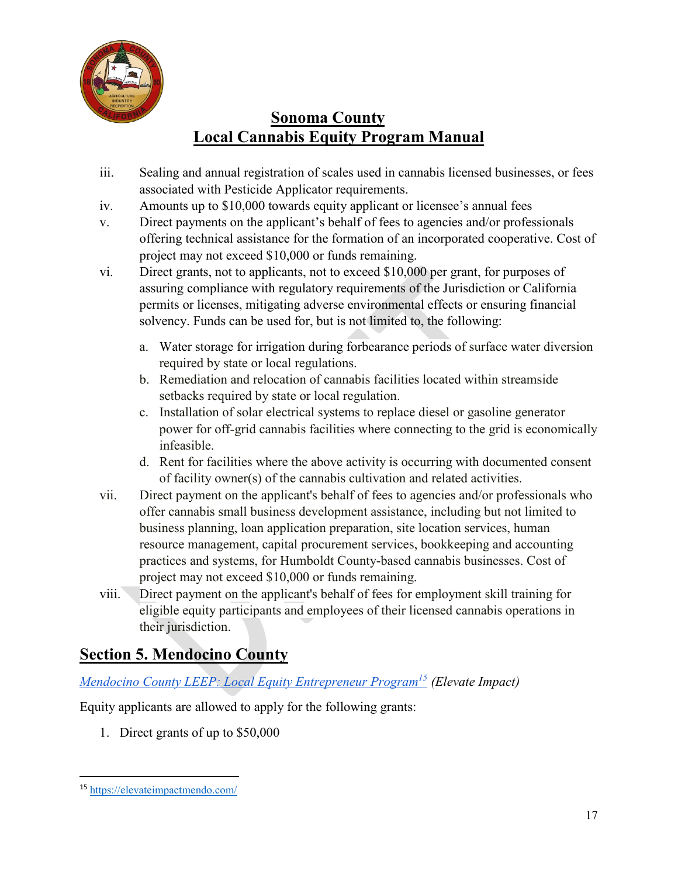# Sonoma County
# Local Cannabis Equity Program Manual

iii. Sealing and annual registration of scales used in cannabis licensed businesses, or fees associated with Pesticide Applicator requirements.

iv. Amounts up to $10,000 towards equity applicant or licensee's annual fees

v. Direct payments on the applicant's behalf of fees to agencies and/or professionals offering technical assistance for the formation of an incorporated cooperative. Cost of project may not exceed $10,000 or funds remaining.

vi. Direct grants, not to applicants, not to exceed $10,000 per grant, for purposes of assuring compliance with regulatory requirements of the Jurisdiction or California permits or licenses, mitigating adverse environmental effects or ensuring financial solvency. Funds can be used for, but is not limited to, the following:

   a. Water storage for irrigation during forbearance periods of surface water diversion required by state or local regulations.
   b. Remediation and relocation of cannabis facilities located within streamside setbacks required by state or local regulation.
   c. Installation of solar electrical systems to replace diesel or gasoline generator power for off-grid cannabis facilities where connecting to the grid is economically infeasible.
   d. Rent for facilities where the above activity is occurring with documented consent of facility owner(s) of the cannabis cultivation and related activities.

vii. Direct payment on the applicant's behalf of fees to agencies and/or professionals who offer cannabis small business development assistance, including but not limited to business planning, loan application preparation, site location services, human resource management, capital procurement services, bookkeeping and accounting practices and systems, for Humboldt County-based cannabis businesses. Cost of project may not exceed $10,000 or funds remaining.

viii. Direct payment on the applicant's behalf of fees for employment skill training for eligible equity participants and employees of their licensed cannabis operations in their jurisdiction.

## Section 5. Mendocino County

*Mendocino County LEEP: Local Equity Entrepreneur Program*[15] *(Elevate Impact)*

Equity applicants are allowed to apply for the following grants:

1. Direct grants of up to $50,000

---

[15] https://elevateimpactmendo.com/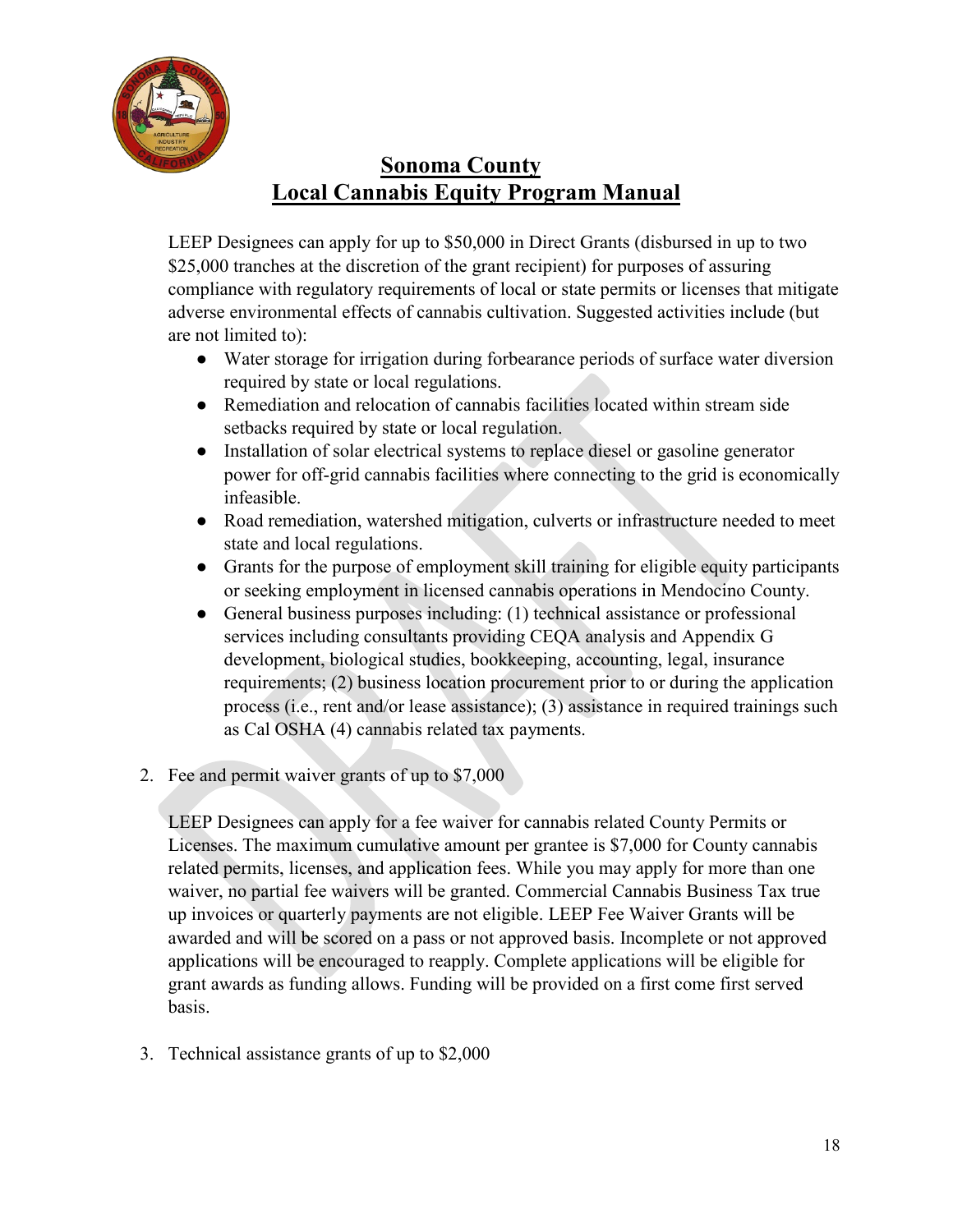# Sonoma County
## Local Cannabis Equity Program Manual

LEEP Designees can apply for up to $50,000 in Direct Grants (disbursed in up to two $25,000 tranches at the discretion of the grant recipient) for purposes of assuring compliance with regulatory requirements of local or state permits or licenses that mitigate adverse environmental effects of cannabis cultivation. Suggested activities include (but are not limited to):

- Water storage for irrigation during forbearance periods of surface water diversion required by state or local regulations.
- Remediation and relocation of cannabis facilities located within stream side setbacks required by state or local regulation.
- Installation of solar electrical systems to replace diesel or gasoline generator power for off-grid cannabis facilities where connecting to the grid is economically infeasible.
- Road remediation, watershed mitigation, culverts or infrastructure needed to meet state and local regulations.
- Grants for the purpose of employment skill training for eligible equity participants or seeking employment in licensed cannabis operations in Mendocino County.
- General business purposes including: (1) technical assistance or professional services including consultants providing CEQA analysis and Appendix G development, biological studies, bookkeeping, accounting, legal, insurance requirements; (2) business location procurement prior to or during the application process (i.e., rent and/or lease assistance); (3) assistance in required trainings such as Cal OSHA (4) cannabis related tax payments.

2. Fee and permit waiver grants of up to $7,000

   LEEP Designees can apply for a fee waiver for cannabis related County Permits or Licenses. The maximum cumulative amount per grantee is $7,000 for County cannabis related permits, licenses, and application fees. While you may apply for more than one waiver, no partial fee waivers will be granted. Commercial Cannabis Business Tax true up invoices or quarterly payments are not eligible. LEEP Fee Waiver Grants will be awarded and will be scored on a pass or not approved basis. Incomplete or not approved applications will be encouraged to reapply. Complete applications will be eligible for grant awards as funding allows. Funding will be provided on a first come first served basis.

3. Technical assistance grants of up to $2,000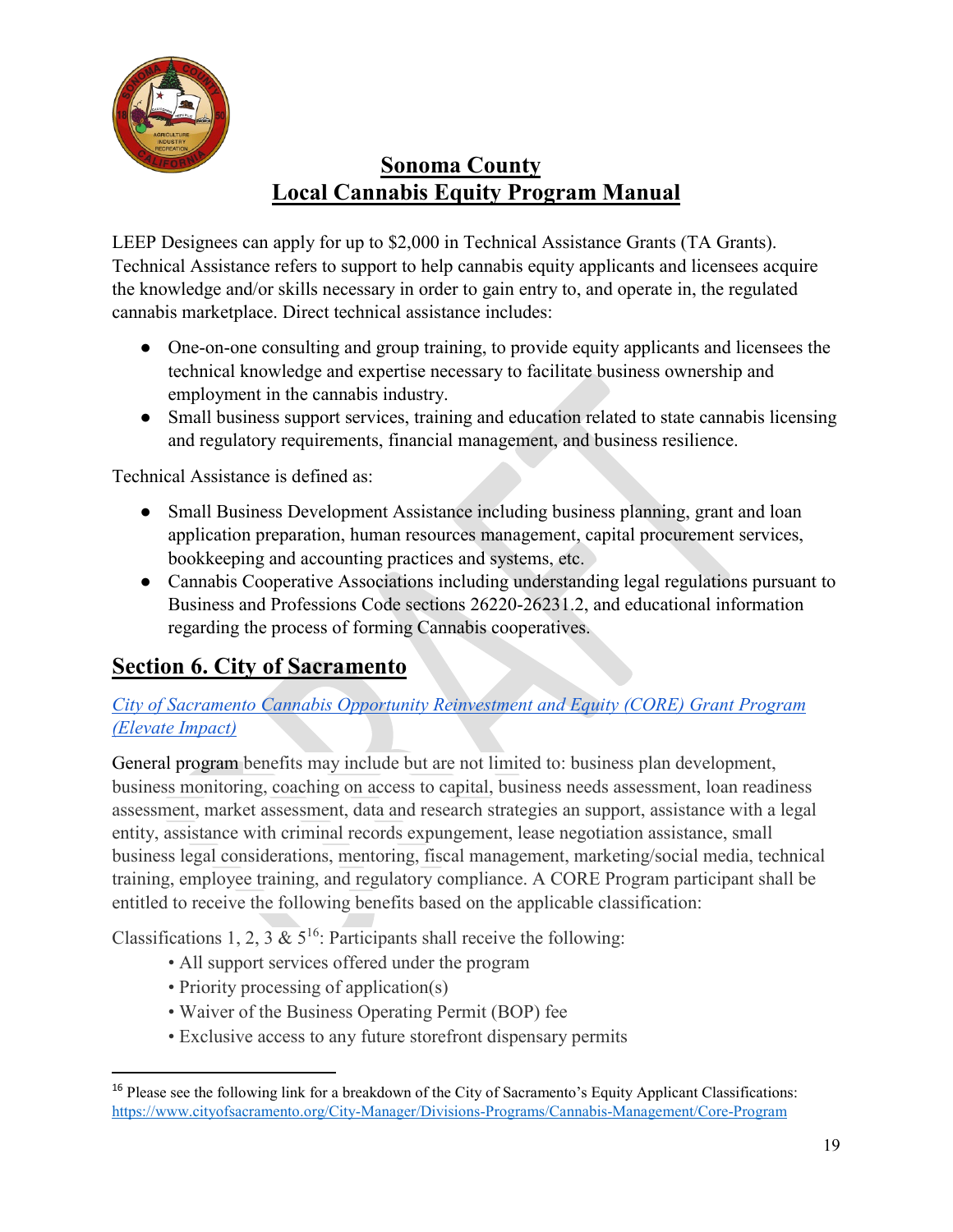# Sonoma County
# Local Cannabis Equity Program Manual

LEEP Designees can apply for up to $2,000 in Technical Assistance Grants (TA Grants). Technical Assistance refers to support to help cannabis equity applicants and licensees acquire the knowledge and/or skills necessary in order to gain entry to, and operate in, the regulated cannabis marketplace. Direct technical assistance includes:

- One-on-one consulting and group training, to provide equity applicants and licensees the technical knowledge and expertise necessary to facilitate business ownership and employment in the cannabis industry.
- Small business support services, training and education related to state cannabis licensing and regulatory requirements, financial management, and business resilience.

Technical Assistance is defined as:

- Small Business Development Assistance including business planning, grant and loan application preparation, human resources management, capital procurement services, bookkeeping and accounting practices and systems, etc.
- Cannabis Cooperative Associations including understanding legal regulations pursuant to Business and Professions Code sections 26220-26231.2, and educational information regarding the process of forming Cannabis cooperatives.

## Section 6. City of Sacramento

*City of Sacramento Cannabis Opportunity Reinvestment and Equity (CORE) Grant Program (Elevate Impact)*

General program benefits may include but are not limited to: business plan development, business monitoring, coaching on access to capital, business needs assessment, loan readiness assessment, market assessment, data and research strategies an support, assistance with a legal entity, assistance with criminal records expungement, lease negotiation assistance, small business legal considerations, mentoring, fiscal management, marketing/social media, technical training, employee training, and regulatory compliance. A CORE Program participant shall be entitled to receive the following benefits based on the applicable classification:

Classifications 1, 2, 3 & 5[16]: Participants shall receive the following:

- All support services offered under the program
- Priority processing of application(s)
- Waiver of the Business Operating Permit (BOP) fee
- Exclusive access to any future storefront dispensary permits

---

[16] Please see the following link for a breakdown of the City of Sacramento's Equity Applicant Classifications: https://www.cityofsacramento.org/City-Manager/Divisions-Programs/Cannabis-Management/Core-Program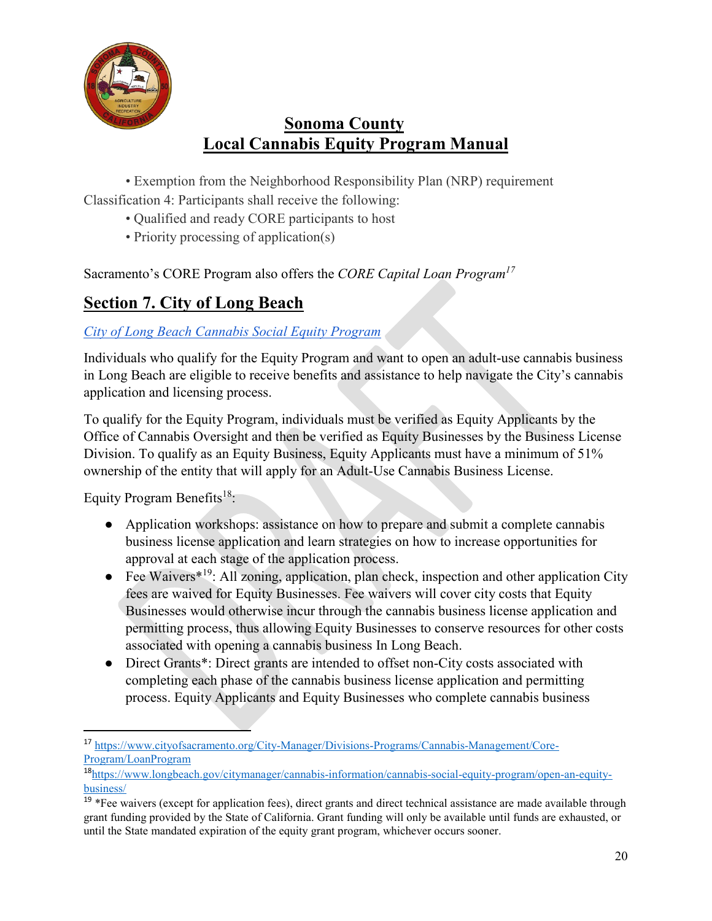• Exemption from the Neighborhood Responsibility Plan (NRP) requirement

Classification 4: Participants shall receive the following:

• Qualified and ready CORE participants to host
• Priority processing of application(s)

Sacramento's CORE Program also offers the *CORE Capital Loan Program*[17]

## Section 7. City of Long Beach

*City of Long Beach Cannabis Social Equity Program*

Individuals who qualify for the Equity Program and want to open an adult-use cannabis business in Long Beach are eligible to receive benefits and assistance to help navigate the City's cannabis application and licensing process.

To qualify for the Equity Program, individuals must be verified as Equity Applicants by the Office of Cannabis Oversight and then be verified as Equity Businesses by the Business License Division. To qualify as an Equity Business, Equity Applicants must have a minimum of 51% ownership of the entity that will apply for an Adult-Use Cannabis Business License.

Equity Program Benefits[18]:

- Application workshops: assistance on how to prepare and submit a complete cannabis business license application and learn strategies on how to increase opportunities for approval at each stage of the application process.
- Fee Waivers*[19]: All zoning, application, plan check, inspection and other application City fees are waived for Equity Businesses. Fee waivers will cover city costs that Equity Businesses would otherwise incur through the cannabis business license application and permitting process, thus allowing Equity Businesses to conserve resources for other costs associated with opening a cannabis business In Long Beach.
- Direct Grants*: Direct grants are intended to offset non-City costs associated with completing each phase of the cannabis business license application and permitting process. Equity Applicants and Equity Businesses who complete cannabis business

---

[17] https://www.cityofsacramento.org/City-Manager/Divisions-Programs/Cannabis-Management/Core-Program/LoanProgram

[18] https://www.longbeach.gov/citymanager/cannabis-information/cannabis-social-equity-program/open-an-equity-business/

[19] *Fee waivers (except for application fees), direct grants and direct technical assistance are made available through grant funding provided by the State of California. Grant funding will only be available until funds are exhausted, or until the State mandated expiration of the equity grant program, whichever occurs sooner.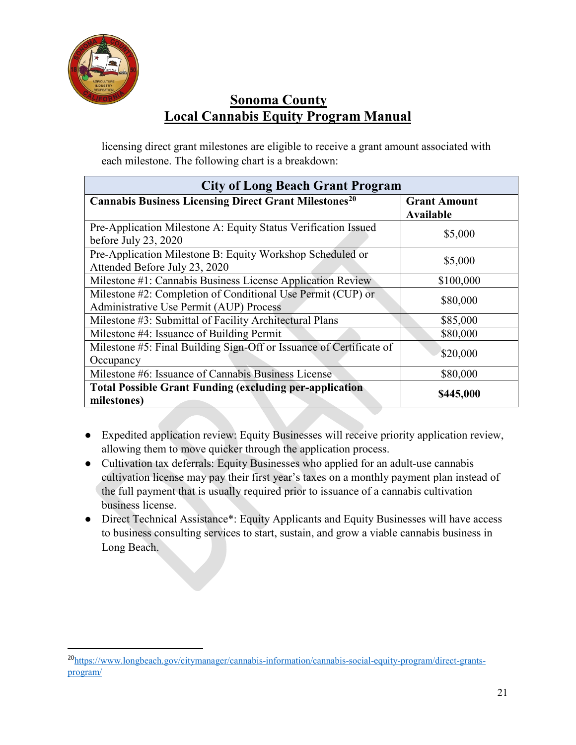licensing direct grant milestones are eligible to receive a grant amount associated with each milestone. The following chart is a breakdown:

| City of Long Beach Grant Program | |
|---|---|
| **Cannabis Business Licensing Direct Grant Milestones**[20] | **Grant Amount Available** |
| Pre-Application Milestone A: Equity Status Verification Issued before July 23, 2020 | $5,000 |
| Pre-Application Milestone B: Equity Workshop Scheduled or Attended Before July 23, 2020 | $5,000 |
| Milestone #1: Cannabis Business License Application Review | $100,000 |
| Milestone #2: Completion of Conditional Use Permit (CUP) or Administrative Use Permit (AUP) Process | $80,000 |
| Milestone #3: Submittal of Facility Architectural Plans | $85,000 |
| Milestone #4: Issuance of Building Permit | $80,000 |
| Milestone #5: Final Building Sign-Off or Issuance of Certificate of Occupancy | $20,000 |
| Milestone #6: Issuance of Cannabis Business License | $80,000 |
| **Total Possible Grant Funding (excluding per-application milestones)** | **$445,000** |

- Expedited application review: Equity Businesses will receive priority application review, allowing them to move quicker through the application process.
- Cultivation tax deferrals: Equity Businesses who applied for an adult-use cannabis cultivation license may pay their first year's taxes on a monthly payment plan instead of the full payment that is usually required prior to issuance of a cannabis cultivation business license.
- Direct Technical Assistance*: Equity Applicants and Equity Businesses will have access to business consulting services to start, sustain, and grow a viable cannabis business in Long Beach.

[20] https://www.longbeach.gov/citymanager/cannabis-information/cannabis-social-equity-program/direct-grants-program/